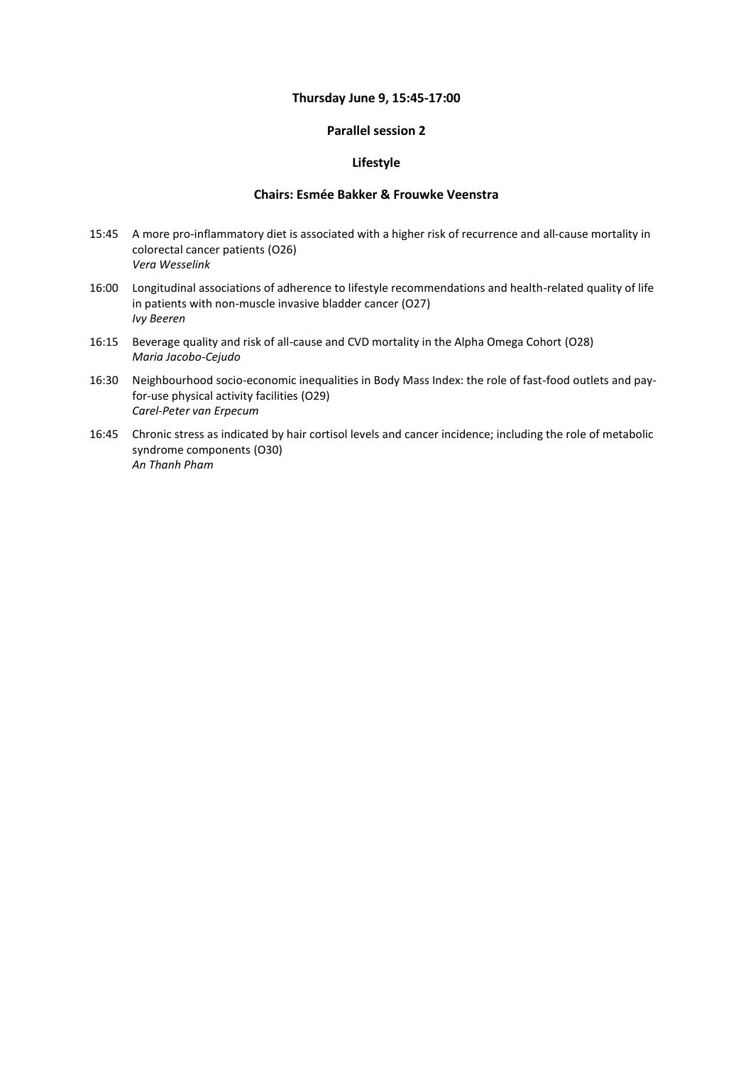**Thursday June 9, 15:45-17:00**

**Parallel session 2**

**Lifestyle**

**Chairs: Esmée Bakker & Frouwke Veenstra**

15:45 A more pro-inflammatory diet is associated with a higher risk of recurrence and all-cause mortality in colorectal cancer patients (O26)
*Vera Wesselink*

16:00 Longitudinal associations of adherence to lifestyle recommendations and health-related quality of life in patients with non-muscle invasive bladder cancer (O27)
*Ivy Beeren*

16:15 Beverage quality and risk of all-cause and CVD mortality in the Alpha Omega Cohort (O28)
*Maria Jacobo-Cejudo*

16:30 Neighbourhood socio-economic inequalities in Body Mass Index: the role of fast-food outlets and pay-for-use physical activity facilities (O29)
*Carel-Peter van Erpecum*

16:45 Chronic stress as indicated by hair cortisol levels and cancer incidence; including the role of metabolic syndrome components (O30)
*An Thanh Pham*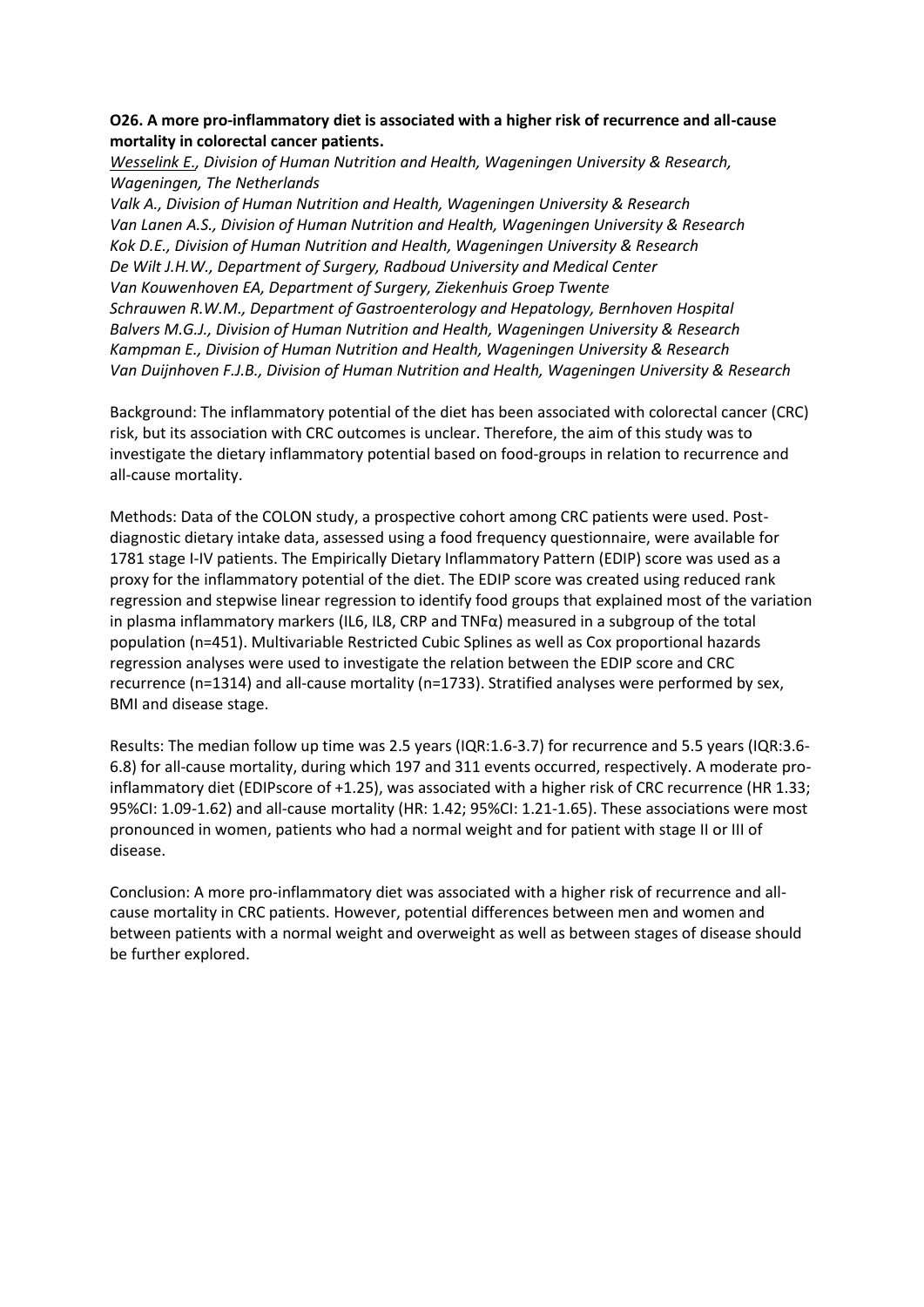**O26. A more pro-inflammatory diet is associated with a higher risk of recurrence and all-cause mortality in colorectal cancer patients.**

*Wesselink E., Division of Human Nutrition and Health, Wageningen University & Research, Wageningen, The Netherlands*
*Valk A., Division of Human Nutrition and Health, Wageningen University & Research*
*Van Lanen A.S., Division of Human Nutrition and Health, Wageningen University & Research*
*Kok D.E., Division of Human Nutrition and Health, Wageningen University & Research*
*De Wilt J.H.W., Department of Surgery, Radboud University and Medical Center*
*Van Kouwenhoven EA, Department of Surgery, Ziekenhuis Groep Twente*
*Schrauwen R.W.M., Department of Gastroenterology and Hepatology, Bernhoven Hospital*
*Balvers M.G.J., Division of Human Nutrition and Health, Wageningen University & Research*
*Kampman E., Division of Human Nutrition and Health, Wageningen University & Research*
*Van Duijnhoven F.J.B., Division of Human Nutrition and Health, Wageningen University & Research*

Background: The inflammatory potential of the diet has been associated with colorectal cancer (CRC) risk, but its association with CRC outcomes is unclear. Therefore, the aim of this study was to investigate the dietary inflammatory potential based on food-groups in relation to recurrence and all-cause mortality.

Methods: Data of the COLON study, a prospective cohort among CRC patients were used. Post-diagnostic dietary intake data, assessed using a food frequency questionnaire, were available for 1781 stage I-IV patients. The Empirically Dietary Inflammatory Pattern (EDIP) score was used as a proxy for the inflammatory potential of the diet. The EDIP score was created using reduced rank regression and stepwise linear regression to identify food groups that explained most of the variation in plasma inflammatory markers (IL6, IL8, CRP and TNFα) measured in a subgroup of the total population (n=451). Multivariable Restricted Cubic Splines as well as Cox proportional hazards regression analyses were used to investigate the relation between the EDIP score and CRC recurrence (n=1314) and all-cause mortality (n=1733). Stratified analyses were performed by sex, BMI and disease stage.

Results: The median follow up time was 2.5 years (IQR:1.6-3.7) for recurrence and 5.5 years (IQR:3.6-6.8) for all-cause mortality, during which 197 and 311 events occurred, respectively. A moderate pro-inflammatory diet (EDIPscore of +1.25), was associated with a higher risk of CRC recurrence (HR 1.33; 95%CI: 1.09-1.62) and all-cause mortality (HR: 1.42; 95%CI: 1.21-1.65). These associations were most pronounced in women, patients who had a normal weight and for patient with stage II or III of disease.

Conclusion: A more pro-inflammatory diet was associated with a higher risk of recurrence and all-cause mortality in CRC patients. However, potential differences between men and women and between patients with a normal weight and overweight as well as between stages of disease should be further explored.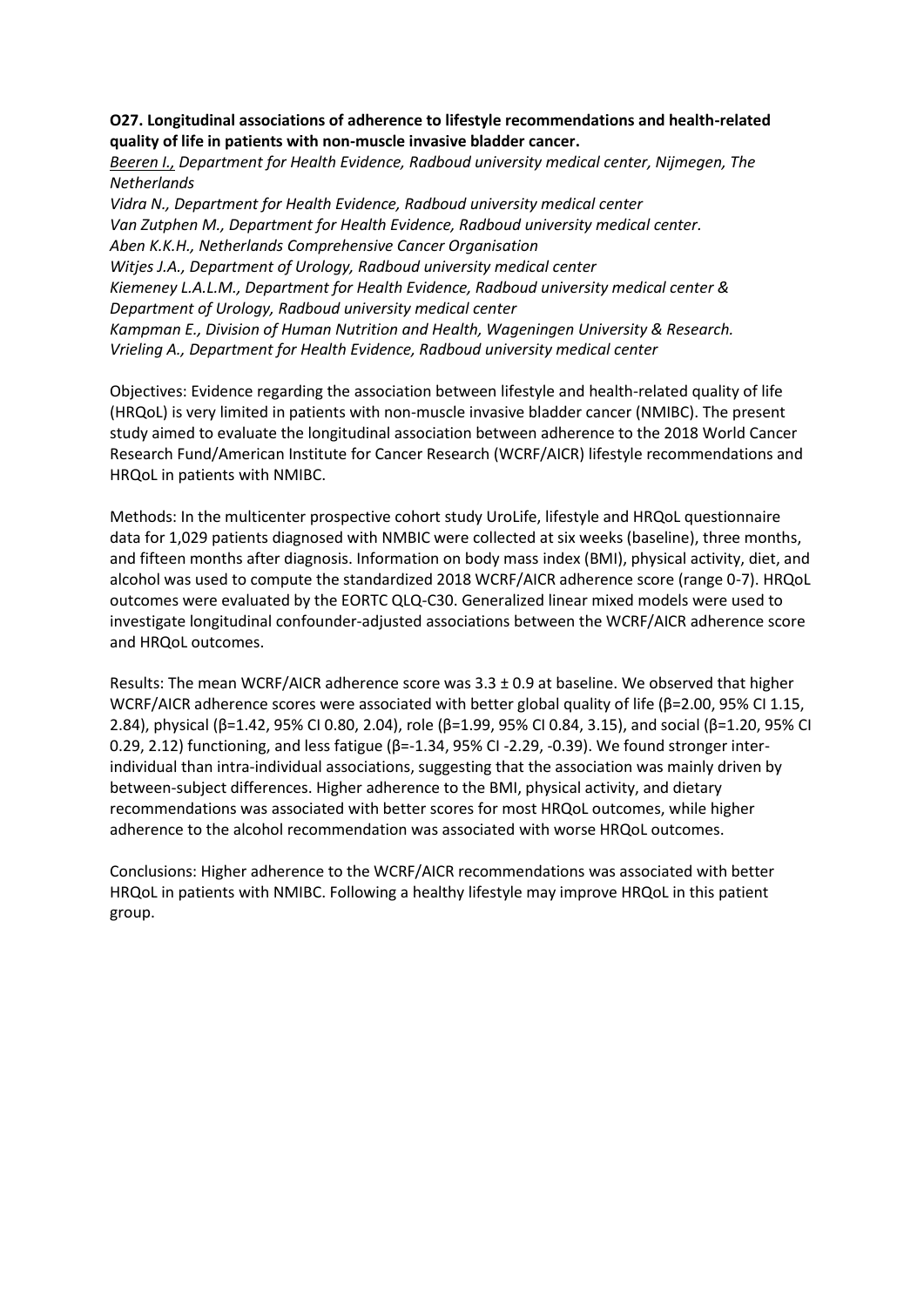**O27. Longitudinal associations of adherence to lifestyle recommendations and health-related quality of life in patients with non-muscle invasive bladder cancer.**

*Beeren I., Department for Health Evidence, Radboud university medical center, Nijmegen, The Netherlands*
*Vidra N., Department for Health Evidence, Radboud university medical center*
*Van Zutphen M., Department for Health Evidence, Radboud university medical center.*
*Aben K.K.H., Netherlands Comprehensive Cancer Organisation*
*Witjes J.A., Department of Urology, Radboud university medical center*
*Kiemeney L.A.L.M., Department for Health Evidence, Radboud university medical center & Department of Urology, Radboud university medical center*
*Kampman E., Division of Human Nutrition and Health, Wageningen University & Research.*
*Vrieling A., Department for Health Evidence, Radboud university medical center*

Objectives: Evidence regarding the association between lifestyle and health-related quality of life (HRQoL) is very limited in patients with non-muscle invasive bladder cancer (NMIBC). The present study aimed to evaluate the longitudinal association between adherence to the 2018 World Cancer Research Fund/American Institute for Cancer Research (WCRF/AICR) lifestyle recommendations and HRQoL in patients with NMIBC.

Methods: In the multicenter prospective cohort study UroLife, lifestyle and HRQoL questionnaire data for 1,029 patients diagnosed with NMBIC were collected at six weeks (baseline), three months, and fifteen months after diagnosis. Information on body mass index (BMI), physical activity, diet, and alcohol was used to compute the standardized 2018 WCRF/AICR adherence score (range 0-7). HRQoL outcomes were evaluated by the EORTC QLQ-C30. Generalized linear mixed models were used to investigate longitudinal confounder-adjusted associations between the WCRF/AICR adherence score and HRQoL outcomes.

Results: The mean WCRF/AICR adherence score was 3.3 ± 0.9 at baseline. We observed that higher WCRF/AICR adherence scores were associated with better global quality of life (β=2.00, 95% CI 1.15, 2.84), physical (β=1.42, 95% CI 0.80, 2.04), role (β=1.99, 95% CI 0.84, 3.15), and social (β=1.20, 95% CI 0.29, 2.12) functioning, and less fatigue (β=-1.34, 95% CI -2.29, -0.39). We found stronger inter-individual than intra-individual associations, suggesting that the association was mainly driven by between-subject differences. Higher adherence to the BMI, physical activity, and dietary recommendations was associated with better scores for most HRQoL outcomes, while higher adherence to the alcohol recommendation was associated with worse HRQoL outcomes.

Conclusions: Higher adherence to the WCRF/AICR recommendations was associated with better HRQoL in patients with NMIBC. Following a healthy lifestyle may improve HRQoL in this patient group.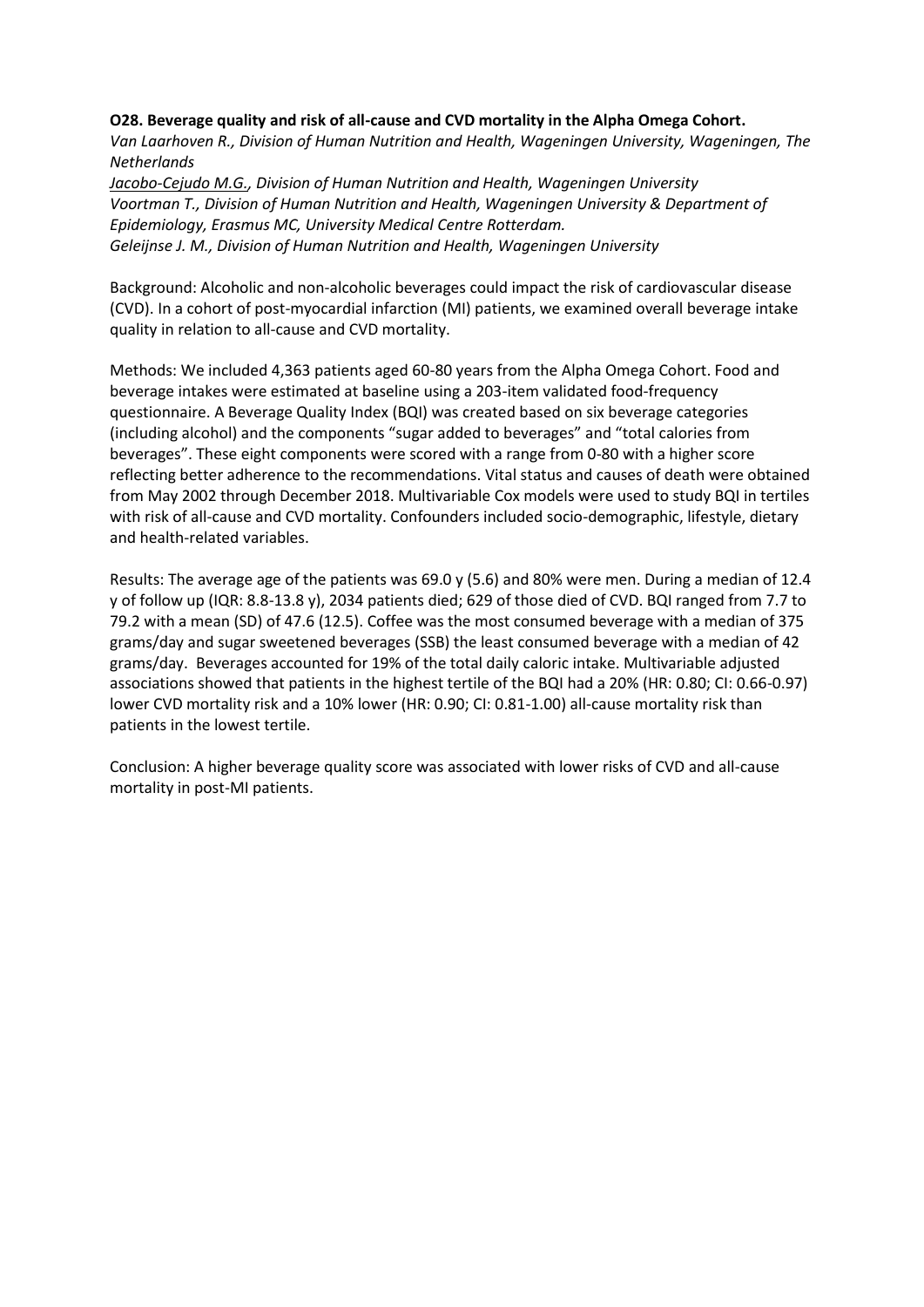**O28. Beverage quality and risk of all-cause and CVD mortality in the Alpha Omega Cohort.**

*Van Laarhoven R., Division of Human Nutrition and Health, Wageningen University, Wageningen, The Netherlands*

*Jacobo-Cejudo M.G., Division of Human Nutrition and Health, Wageningen University*

*Voortman T., Division of Human Nutrition and Health, Wageningen University & Department of Epidemiology, Erasmus MC, University Medical Centre Rotterdam.*

*Geleijnse J. M., Division of Human Nutrition and Health, Wageningen University*

Background: Alcoholic and non-alcoholic beverages could impact the risk of cardiovascular disease (CVD). In a cohort of post-myocardial infarction (MI) patients, we examined overall beverage intake quality in relation to all-cause and CVD mortality.

Methods: We included 4,363 patients aged 60-80 years from the Alpha Omega Cohort. Food and beverage intakes were estimated at baseline using a 203-item validated food-frequency questionnaire. A Beverage Quality Index (BQI) was created based on six beverage categories (including alcohol) and the components "sugar added to beverages" and "total calories from beverages". These eight components were scored with a range from 0-80 with a higher score reflecting better adherence to the recommendations. Vital status and causes of death were obtained from May 2002 through December 2018. Multivariable Cox models were used to study BQI in tertiles with risk of all-cause and CVD mortality. Confounders included socio-demographic, lifestyle, dietary and health-related variables.

Results: The average age of the patients was 69.0 y (5.6) and 80% were men. During a median of 12.4 y of follow up (IQR: 8.8-13.8 y), 2034 patients died; 629 of those died of CVD. BQI ranged from 7.7 to 79.2 with a mean (SD) of 47.6 (12.5). Coffee was the most consumed beverage with a median of 375 grams/day and sugar sweetened beverages (SSB) the least consumed beverage with a median of 42 grams/day. Beverages accounted for 19% of the total daily caloric intake. Multivariable adjusted associations showed that patients in the highest tertile of the BQI had a 20% (HR: 0.80; CI: 0.66-0.97) lower CVD mortality risk and a 10% lower (HR: 0.90; CI: 0.81-1.00) all-cause mortality risk than patients in the lowest tertile.

Conclusion: A higher beverage quality score was associated with lower risks of CVD and all-cause mortality in post-MI patients.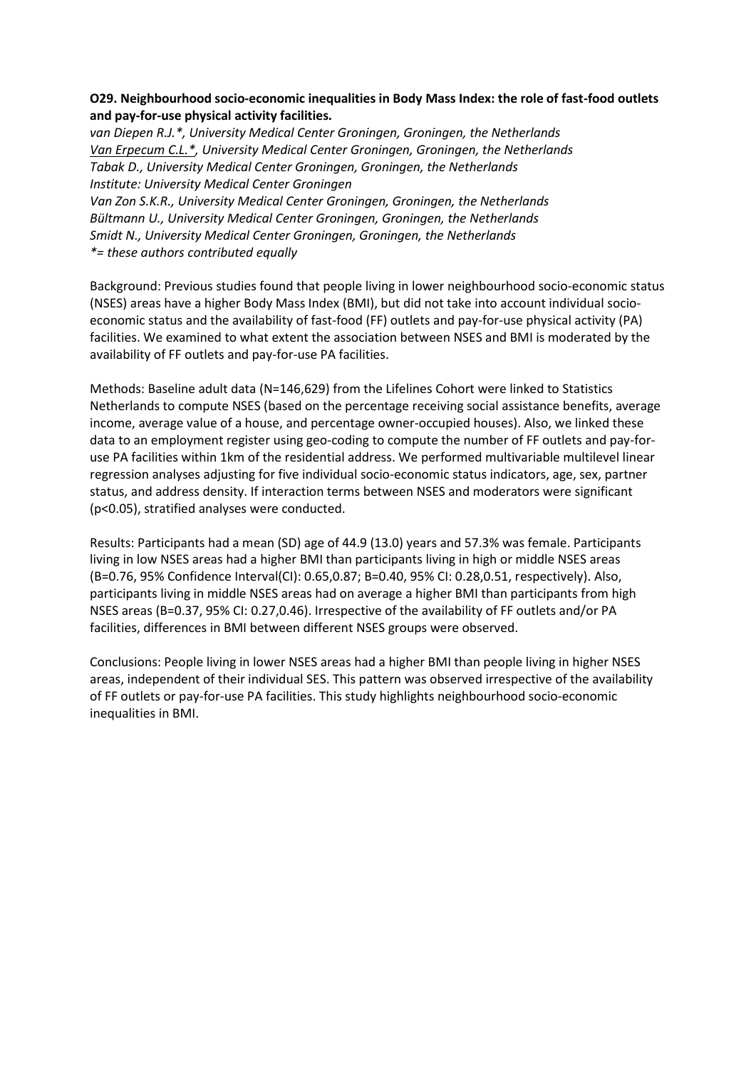**O29. Neighbourhood socio-economic inequalities in Body Mass Index: the role of fast-food outlets and pay-for-use physical activity facilities.**

*van Diepen R.J.\*, University Medical Center Groningen, Groningen, the Netherlands*
*Van Erpecum C.L.\*, University Medical Center Groningen, Groningen, the Netherlands*
*Tabak D., University Medical Center Groningen, Groningen, the Netherlands*
*Institute: University Medical Center Groningen*
*Van Zon S.K.R., University Medical Center Groningen, Groningen, the Netherlands*
*Bültmann U., University Medical Center Groningen, Groningen, the Netherlands*
*Smidt N., University Medical Center Groningen, Groningen, the Netherlands*
*\*= these authors contributed equally*

Background: Previous studies found that people living in lower neighbourhood socio-economic status (NSES) areas have a higher Body Mass Index (BMI), but did not take into account individual socio-economic status and the availability of fast-food (FF) outlets and pay-for-use physical activity (PA) facilities. We examined to what extent the association between NSES and BMI is moderated by the availability of FF outlets and pay-for-use PA facilities.

Methods: Baseline adult data (N=146,629) from the Lifelines Cohort were linked to Statistics Netherlands to compute NSES (based on the percentage receiving social assistance benefits, average income, average value of a house, and percentage owner-occupied houses). Also, we linked these data to an employment register using geo-coding to compute the number of FF outlets and pay-for-use PA facilities within 1km of the residential address. We performed multivariable multilevel linear regression analyses adjusting for five individual socio-economic status indicators, age, sex, partner status, and address density. If interaction terms between NSES and moderators were significant ($p<0.05$), stratified analyses were conducted.

Results: Participants had a mean (SD) age of 44.9 (13.0) years and 57.3% was female. Participants living in low NSES areas had a higher BMI than participants living in high or middle NSES areas (B=0.76, 95% Confidence Interval(CI): 0.65,0.87; B=0.40, 95% CI: 0.28,0.51, respectively). Also, participants living in middle NSES areas had on average a higher BMI than participants from high NSES areas (B=0.37, 95% CI: 0.27,0.46). Irrespective of the availability of FF outlets and/or PA facilities, differences in BMI between different NSES groups were observed.

Conclusions: People living in lower NSES areas had a higher BMI than people living in higher NSES areas, independent of their individual SES. This pattern was observed irrespective of the availability of FF outlets or pay-for-use PA facilities. This study highlights neighbourhood socio-economic inequalities in BMI.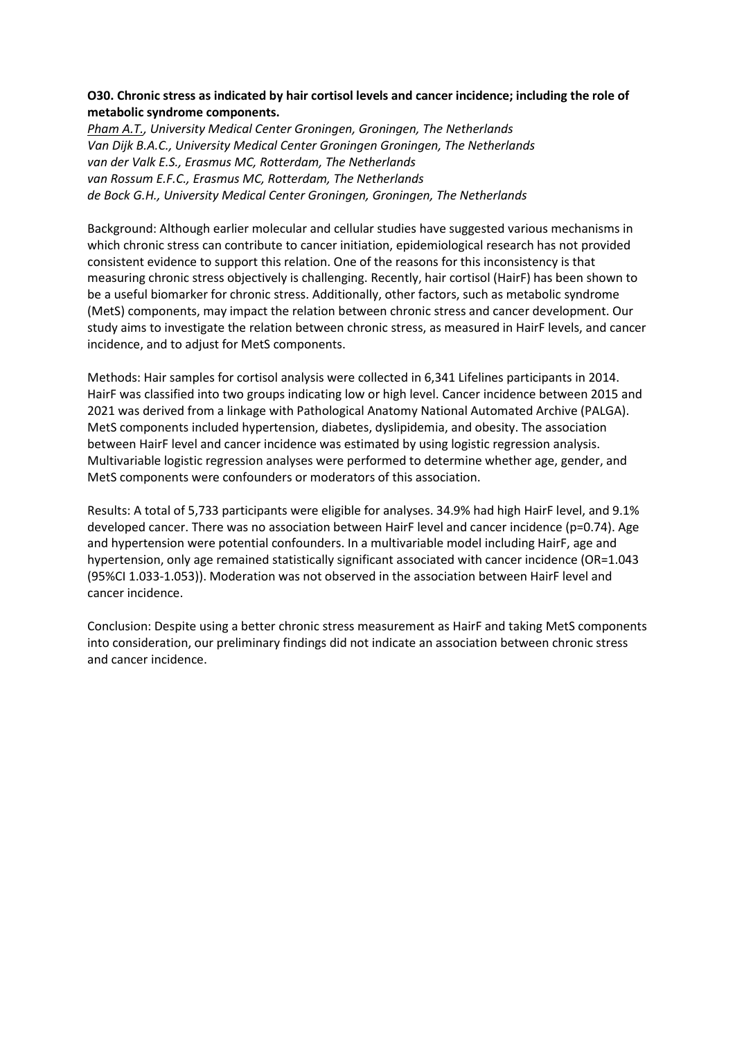**O30. Chronic stress as indicated by hair cortisol levels and cancer incidence; including the role of metabolic syndrome components.**

*Pham A.T., University Medical Center Groningen, Groningen, The Netherlands*
*Van Dijk B.A.C., University Medical Center Groningen Groningen, The Netherlands*
*van der Valk E.S., Erasmus MC, Rotterdam, The Netherlands*
*van Rossum E.F.C., Erasmus MC, Rotterdam, The Netherlands*
*de Bock G.H., University Medical Center Groningen, Groningen, The Netherlands*

Background: Although earlier molecular and cellular studies have suggested various mechanisms in which chronic stress can contribute to cancer initiation, epidemiological research has not provided consistent evidence to support this relation. One of the reasons for this inconsistency is that measuring chronic stress objectively is challenging. Recently, hair cortisol (HairF) has been shown to be a useful biomarker for chronic stress. Additionally, other factors, such as metabolic syndrome (MetS) components, may impact the relation between chronic stress and cancer development. Our study aims to investigate the relation between chronic stress, as measured in HairF levels, and cancer incidence, and to adjust for MetS components.

Methods: Hair samples for cortisol analysis were collected in 6,341 Lifelines participants in 2014. HairF was classified into two groups indicating low or high level. Cancer incidence between 2015 and 2021 was derived from a linkage with Pathological Anatomy National Automated Archive (PALGA). MetS components included hypertension, diabetes, dyslipidemia, and obesity. The association between HairF level and cancer incidence was estimated by using logistic regression analysis. Multivariable logistic regression analyses were performed to determine whether age, gender, and MetS components were confounders or moderators of this association.

Results: A total of 5,733 participants were eligible for analyses. 34.9% had high HairF level, and 9.1% developed cancer. There was no association between HairF level and cancer incidence ($p=0.74$). Age and hypertension were potential confounders. In a multivariable model including HairF, age and hypertension, only age remained statistically significant associated with cancer incidence (OR=1.043 (95%CI 1.033-1.053)). Moderation was not observed in the association between HairF level and cancer incidence.

Conclusion: Despite using a better chronic stress measurement as HairF and taking MetS components into consideration, our preliminary findings did not indicate an association between chronic stress and cancer incidence.